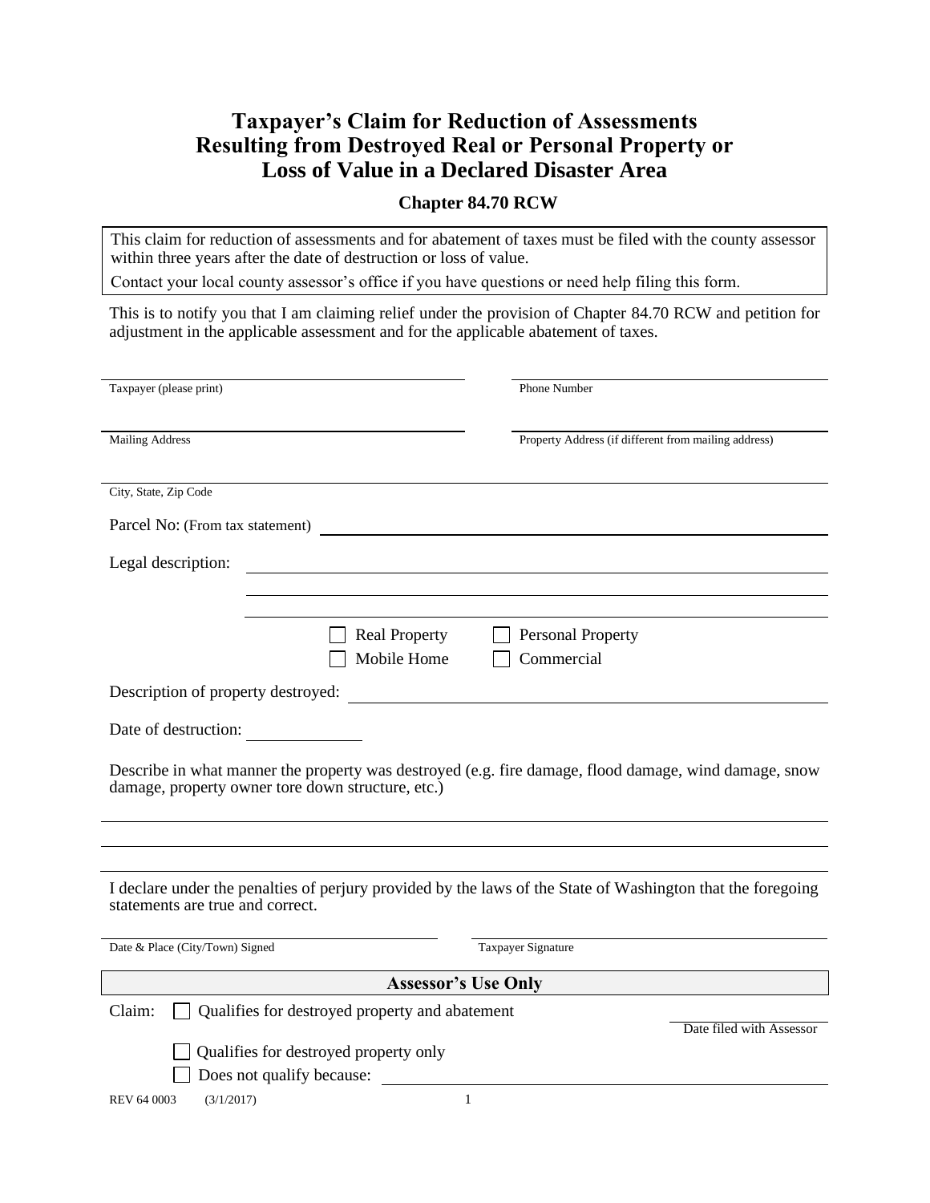# Taxpayer's Claim for Reduction of Assessments Resulting from Destroyed Real or Personal Property or Loss of Value in a Declared Disaster Area

## Chapter 84.70 RCW

This claim for reduction of assessments and for abatement of taxes must be filed with the county assessor within three years after the date of destruction or loss of value.

Contact your local county assessor's office if you have questions or need help filing this form.

This is to notify you that I am claiming relief under the provision of Chapter 84.70 RCW and petition for adjustment in the applicable assessment and for the applicable abatement of taxes.

Taxpayer (please print) \_\_\_\_\_\_\_\_\_\_\_\_\_\_\_\_\_\_\_\_

Phone Number \_\_\_\_\_\_\_\_\_\_\_\_\_\_\_\_\_\_\_\_

Mailing Address \_\_\_\_\_\_\_\_\_\_\_\_\_\_\_\_\_\_\_\_

Property Address (if different from mailing address) \_\_\_\_\_\_\_\_\_\_\_\_\_\_\_\_\_\_\_\_

City, State, Zip Code \_\_\_\_\_\_\_\_\_\_\_\_\_\_\_\_\_\_\_\_

Parcel No: (From tax statement) \_\_\_\_\_\_\_\_\_\_\_\_\_\_\_\_\_\_\_\_

Legal description: \_\_\_\_\_\_\_\_\_\_\_\_\_\_\_\_\_\_\_\_

☐ Real Property ☐ Personal Property

☐ Mobile Home ☐ Commercial

Description of property destroyed: \_\_\_\_\_\_\_\_\_\_\_\_\_\_\_\_\_\_\_\_

Date of destruction: \_\_\_\_\_\_\_\_\_\_

Describe in what manner the property was destroyed (e.g. fire damage, flood damage, wind damage, snow damage, property owner tore down structure, etc.)

\_\_\_\_\_\_\_\_\_\_\_\_\_\_\_\_\_\_\_\_\_\_\_\_\_\_\_\_\_\_\_\_\_\_\_\_\_\_\_\_

I declare under the penalties of perjury provided by the laws of the State of Washington that the foregoing statements are true and correct.

Date & Place (City/Town) Signed \_\_\_\_\_\_\_\_\_\_\_\_\_\_\_\_\_\_\_\_

Taxpayer Signature \_\_\_\_\_\_\_\_\_\_\_\_\_\_\_\_\_\_\_\_

### Assessor's Use Only

Claim: ☐ Qualifies for destroyed property and abatement

Date filed with Assessor \_\_\_\_\_\_\_\_\_\_

☐ Qualifies for destroyed property only

☐ Does not qualify because: \_\_\_\_\_\_\_\_\_\_\_\_\_\_\_\_\_\_\_\_

REV 64 0003 (3/1/2017)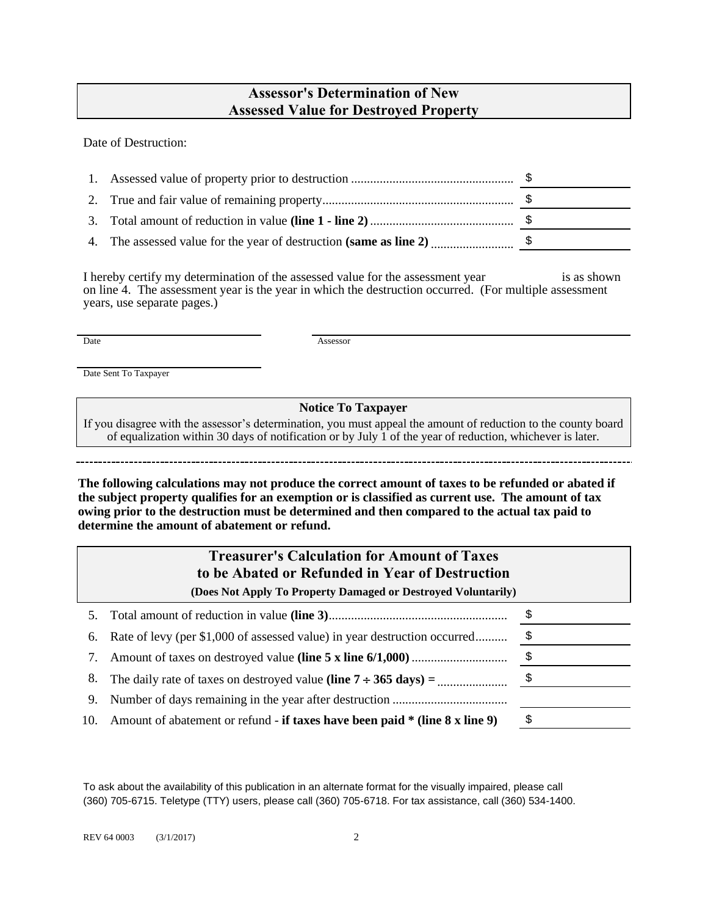## Assessor's Determination of New Assessed Value for Destroyed Property

Date of Destruction:

| | | |
|---|---|---|
| 1. | Assessed value of property prior to destruction | $ |
| 2. | True and fair value of remaining property | $ |
| 3. | Total amount of reduction in value **(line 1 - line 2)** | $ |
| 4. | The assessed value for the year of destruction **(same as line 2)** | $ |

I hereby certify my determination of the assessed value for the assessment year \_\_\_\_\_\_\_\_ is as shown on line 4. The assessment year is the year in which the destruction occurred. (For multiple assessment years, use separate pages.)

Date \_\_\_\_\_\_\_\_\_\_\_\_\_\_\_\_ Assessor \_\_\_\_\_\_\_\_\_\_\_\_\_\_\_\_

Date Sent To Taxpayer \_\_\_\_\_\_\_\_\_\_\_\_\_\_\_\_

### Notice To Taxpayer

If you disagree with the assessor's determination, you must appeal the amount of reduction to the county board of equalization within 30 days of notification or by July 1 of the year of reduction, whichever is later.

---

**The following calculations may not produce the correct amount of taxes to be refunded or abated if the subject property qualifies for an exemption or is classified as current use. The amount of tax owing prior to the destruction must be determined and then compared to the actual tax paid to determine the amount of abatement or refund.**

## Treasurer's Calculation for Amount of Taxes to be Abated or Refunded in Year of Destruction

**(Does Not Apply To Property Damaged or Destroyed Voluntarily)**

| | | |
|---|---|---|
| 5. | Total amount of reduction in value **(line 3)** | $ |
| 6. | Rate of levy (per $1,000 of assessed value) in year destruction occurred | $ |
| 7. | Amount of taxes on destroyed value **(line 5 x line 6/1,000)** | $ |
| 8. | The daily rate of taxes on destroyed value **(line 7 ÷ 365 days) =** | $ |
| 9. | Number of days remaining in the year after destruction | |
| 10. | Amount of abatement or refund - **if taxes have been paid \* (line 8 x line 9)** | $ |

To ask about the availability of this publication in an alternate format for the visually impaired, please call (360) 705-6715. Teletype (TTY) users, please call (360) 705-6718. For tax assistance, call (360) 534-1400.

REV 64 0003 (3/1/2017)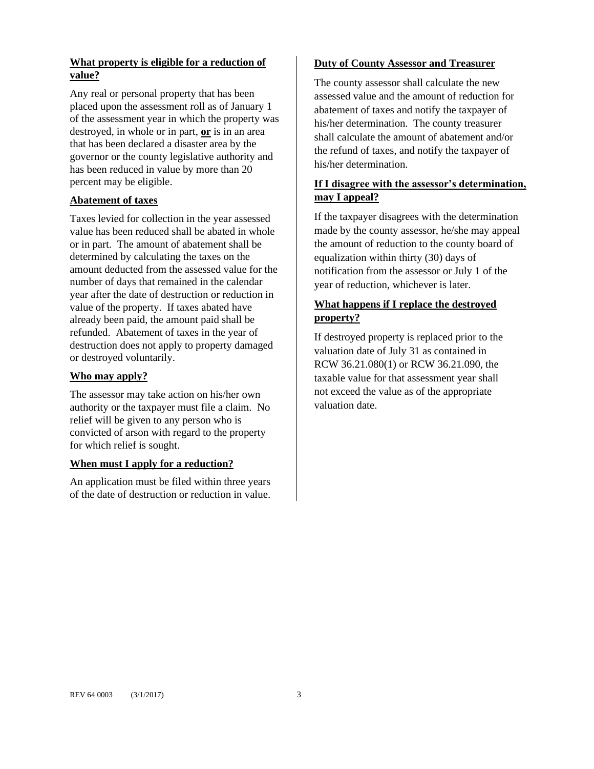**What property is eligible for a reduction of value?**

Any real or personal property that has been placed upon the assessment roll as of January 1 of the assessment year in which the property was destroyed, in whole or in part, **or** is in an area that has been declared a disaster area by the governor or the county legislative authority and has been reduced in value by more than 20 percent may be eligible.

**Abatement of taxes**

Taxes levied for collection in the year assessed value has been reduced shall be abated in whole or in part. The amount of abatement shall be determined by calculating the taxes on the amount deducted from the assessed value for the number of days that remained in the calendar year after the date of destruction or reduction in value of the property. If taxes abated have already been paid, the amount paid shall be refunded. Abatement of taxes in the year of destruction does not apply to property damaged or destroyed voluntarily.

**Who may apply?**

The assessor may take action on his/her own authority or the taxpayer must file a claim. No relief will be given to any person who is convicted of arson with regard to the property for which relief is sought.

**When must I apply for a reduction?**

An application must be filed within three years of the date of destruction or reduction in value.

**Duty of County Assessor and Treasurer**

The county assessor shall calculate the new assessed value and the amount of reduction for abatement of taxes and notify the taxpayer of his/her determination. The county treasurer shall calculate the amount of abatement and/or the refund of taxes, and notify the taxpayer of his/her determination.

**If I disagree with the assessor's determination, may I appeal?**

If the taxpayer disagrees with the determination made by the county assessor, he/she may appeal the amount of reduction to the county board of equalization within thirty (30) days of notification from the assessor or July 1 of the year of reduction, whichever is later.

**What happens if I replace the destroyed property?**

If destroyed property is replaced prior to the valuation date of July 31 as contained in RCW 36.21.080(1) or RCW 36.21.090, the taxable value for that assessment year shall not exceed the value as of the appropriate valuation date.